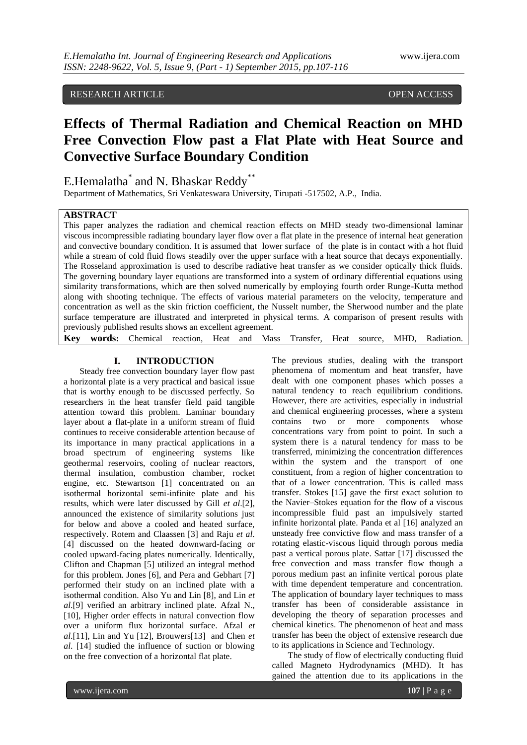RESEARCH ARTICLE OPEN ACCESS

# Effects of Thermal Radiation and Chemical Reaction on MHD Free Convection Flow past a Flat Plate with Heat Source and Convective Surface Boundary Condition

E.Hemalatha[*] and N. Bhaskar Reddy[**]

Department of Mathematics, Sri Venkateswara University, Tirupati -517502, A.P., India.

## ABSTRACT

This paper analyzes the radiation and chemical reaction effects on MHD steady two-dimensional laminar viscous incompressible radiating boundary layer flow over a flat plate in the presence of internal heat generation and convective boundary condition. It is assumed that lower surface of the plate is in contact with a hot fluid while a stream of cold fluid flows steadily over the upper surface with a heat source that decays exponentially. The Rosseland approximation is used to describe radiative heat transfer as we consider optically thick fluids. The governing boundary layer equations are transformed into a system of ordinary differential equations using similarity transformations, which are then solved numerically by employing fourth order Runge-Kutta method along with shooting technique. The effects of various material parameters on the velocity, temperature and concentration as well as the skin friction coefficient, the Nusselt number, the Sherwood number and the plate surface temperature are illustrated and interpreted in physical terms. A comparison of present results with previously published results shows an excellent agreement.

**Key words:** Chemical reaction, Heat and Mass Transfer, Heat source, MHD, Radiation.

## I. INTRODUCTION

Steady free convection boundary layer flow past a horizontal plate is a very practical and basical issue that is worthy enough to be discussed perfectly. So researchers in the heat transfer field paid tangible attention toward this problem. Laminar boundary layer about a flat-plate in a uniform stream of fluid continues to receive considerable attention because of its importance in many practical applications in a broad spectrum of engineering systems like geothermal reservoirs, cooling of nuclear reactors, thermal insulation, combustion chamber, rocket engine, etc. Stewartson [1] concentrated on an isothermal horizontal semi-infinite plate and his results, which were later discussed by Gill *et al*.[2], announced the existence of similarity solutions just for below and above a cooled and heated surface, respectively. Rotem and Claassen [3] and Raju *et al.* [4] discussed on the heated downward-facing or cooled upward-facing plates numerically. Identically, Clifton and Chapman [5] utilized an integral method for this problem. Jones [6], and Pera and Gebhart [7] performed their study on an inclined plate with a isothermal condition. Also Yu and Lin [8], and Lin *et al.*[9] verified an arbitrary inclined plate. Afzal N., [10], Higher order effects in natural convection flow over a uniform flux horizontal surface. Afzal *et al.*[11], Lin and Yu [12], Brouwers[13] and Chen *et al.* [14] studied the influence of suction or blowing on the free convection of a horizontal flat plate.

The previous studies, dealing with the transport phenomena of momentum and heat transfer, have dealt with one component phases which posses a natural tendency to reach equilibrium conditions. However, there are activities, especially in industrial and chemical engineering processes, where a system contains two or more components whose concentrations vary from point to point. In such a system there is a natural tendency for mass to be transferred, minimizing the concentration differences within the system and the transport of one constituent, from a region of higher concentration to that of a lower concentration. This is called mass transfer. Stokes [15] gave the first exact solution to the Navier–Stokes equation for the flow of a viscous incompressible fluid past an impulsively started infinite horizontal plate. Panda et al [16] analyzed an unsteady free convictive flow and mass transfer of a rotating elastic-viscous liquid through porous media past a vertical porous plate. Sattar [17] discussed the free convection and mass transfer flow though a porous medium past an infinite vertical porous plate with time dependent temperature and concentration. The application of boundary layer techniques to mass transfer has been of considerable assistance in developing the theory of separation processes and chemical kinetics. The phenomenon of heat and mass transfer has been the object of extensive research due to its applications in Science and Technology.

The study of flow of electrically conducting fluid called Magneto Hydrodynamics (MHD). It has gained the attention due to its applications in the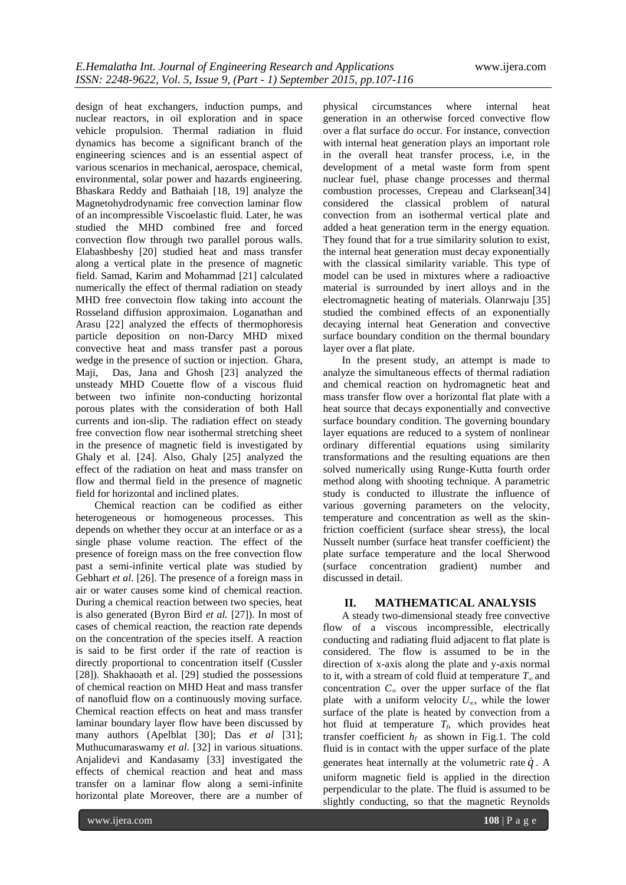design of heat exchangers, induction pumps, and nuclear reactors, in oil exploration and in space vehicle propulsion. Thermal radiation in fluid dynamics has become a significant branch of the engineering sciences and is an essential aspect of various scenarios in mechanical, aerospace, chemical, environmental, solar power and hazards engineering. Bhaskara Reddy and Bathaiah [18, 19] analyze the Magnetohydrodynamic free convection laminar flow of an incompressible Viscoelastic fluid. Later, he was studied the MHD combined free and forced convection flow through two parallel porous walls. Elabashbeshy [20] studied heat and mass transfer along a vertical plate in the presence of magnetic field. Samad, Karim and Mohammad [21] calculated numerically the effect of thermal radiation on steady MHD free convectoin flow taking into account the Rosseland diffusion approximaion. Loganathan and Arasu [22] analyzed the effects of thermophoresis particle deposition on non-Darcy MHD mixed convective heat and mass transfer past a porous wedge in the presence of suction or injection. Ghara, Maji, Das, Jana and Ghosh [23] analyzed the unsteady MHD Couette flow of a viscous fluid between two infinite non-conducting horizontal porous plates with the consideration of both Hall currents and ion-slip. The radiation effect on steady free convection flow near isothermal stretching sheet in the presence of magnetic field is investigated by Ghaly et al. [24]. Also, Ghaly [25] analyzed the effect of the radiation on heat and mass transfer on flow and thermal field in the presence of magnetic field for horizontal and inclined plates.

Chemical reaction can be codified as either heterogeneous or homogeneous processes. This depends on whether they occur at an interface or as a single phase volume reaction. The effect of the presence of foreign mass on the free convection flow past a semi-infinite vertical plate was studied by Gebhart *et al*. [26]. The presence of a foreign mass in air or water causes some kind of chemical reaction. During a chemical reaction between two species, heat is also generated (Byron Bird *et al.* [27]). In most of cases of chemical reaction, the reaction rate depends on the concentration of the species itself. A reaction is said to be first order if the rate of reaction is directly proportional to concentration itself (Cussler [28]). Shakhaoath et al. [29] studied the possessions of chemical reaction on MHD Heat and mass transfer of nanofluid flow on a continuously moving surface. Chemical reaction effects on heat and mass transfer laminar boundary layer flow have been discussed by many authors (Apelblat [30]; Das *et al* [31]; Muthucumaraswamy *et al*. [32] in various situations. Anjalidevi and Kandasamy [33] investigated the effects of chemical reaction and heat and mass transfer on a laminar flow along a semi-infinite horizontal plate Moreover, there are a number of physical circumstances where internal heat generation in an otherwise forced convective flow over a flat surface do occur. For instance, convection with internal heat generation plays an important role in the overall heat transfer process, i.e, in the development of a metal waste form from spent nuclear fuel, phase change processes and thermal combustion processes, Crepeau and Clarksean[34] considered the classical problem of natural convection from an isothermal vertical plate and added a heat generation term in the energy equation. They found that for a true similarity solution to exist, the internal heat generation must decay exponentially with the classical similarity variable. This type of model can be used in mixtures where a radioactive material is surrounded by inert alloys and in the electromagnetic heating of materials. Olanrwaju [35] studied the combined effects of an exponentially decaying internal heat Generation and convective surface boundary condition on the thermal boundary layer over a flat plate.

In the present study, an attempt is made to analyze the simultaneous effects of thermal radiation and chemical reaction on hydromagnetic heat and mass transfer flow over a horizontal flat plate with a heat source that decays exponentially and convective surface boundary condition. The governing boundary layer equations are reduced to a system of nonlinear ordinary differential equations using similarity transformations and the resulting equations are then solved numerically using Runge-Kutta fourth order method along with shooting technique. A parametric study is conducted to illustrate the influence of various governing parameters on the velocity, temperature and concentration as well as the skin-friction coefficient (surface shear stress), the local Nusselt number (surface heat transfer coefficient) the plate surface temperature and the local Sherwood (surface concentration gradient) number and discussed in detail.

## II. MATHEMATICAL ANALYSIS

A steady two-dimensional steady free convective flow of a viscous incompressible, electrically conducting and radiating fluid adjacent to flat plate is considered. The flow is assumed to be in the direction of x-axis along the plate and y-axis normal to it, with a stream of cold fluid at temperature $T_\infty$ and concentration $C_\infty$ over the upper surface of the flat plate with a uniform velocity $U_\infty$, while the lower surface of the plate is heated by convection from a hot fluid at temperature $T_f$, which provides heat transfer coefficient $h_f$ as shown in Fig.1. The cold fluid is in contact with the upper surface of the plate generates heat internally at the volumetric rate $\dot{q}$. A uniform magnetic field is applied in the direction perpendicular to the plate. The fluid is assumed to be slightly conducting, so that the magnetic Reynolds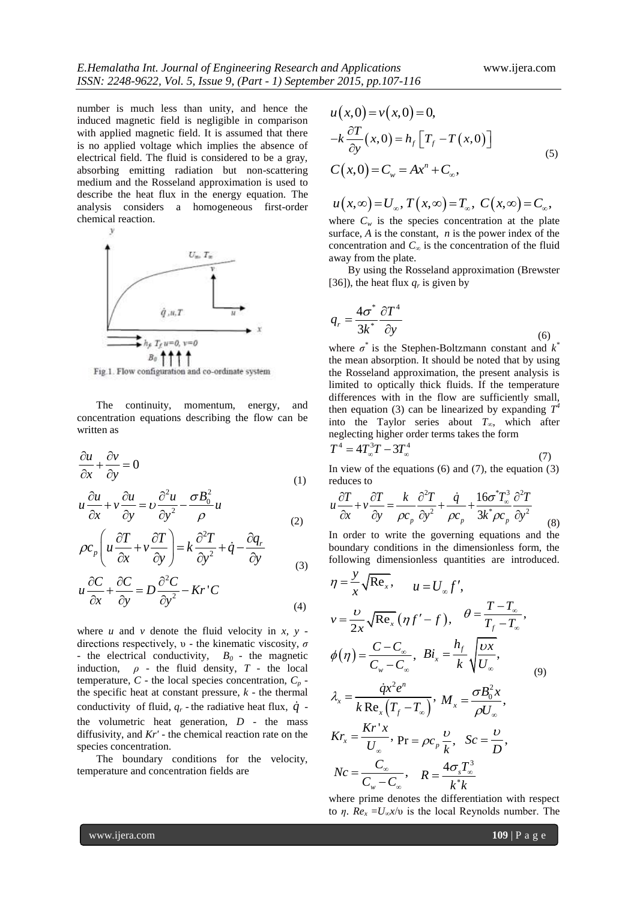number is much less than unity, and hence the induced magnetic field is negligible in comparison with applied magnetic field. It is assumed that there is no applied voltage which implies the absence of electrical field. The fluid is considered to be a gray, absorbing emitting radiation but non-scattering medium and the Rosseland approximation is used to describe the heat flux in the energy equation. The analysis considers a homogeneous first-order chemical reaction.

Fig.1. Flow configuration and co-ordinate system

The continuity, momentum, energy, and concentration equations describing the flow can be written as

$$\frac{\partial u}{\partial x}+\frac{\partial v}{\partial y}=0 \tag{1}$$

$$u\frac{\partial u}{\partial x}+v\frac{\partial u}{\partial y}=\upsilon\frac{\partial^2 u}{\partial y^2}-\frac{\sigma B_0^2}{\rho}u \tag{2}$$

$$\rho c_p\left(u\frac{\partial T}{\partial x}+v\frac{\partial T}{\partial y}\right)=k\frac{\partial^2 T}{\partial y^2}+\dot{q}-\frac{\partial q_r}{\partial y} \tag{3}$$

$$u\frac{\partial C}{\partial x}+\frac{\partial C}{\partial y}=D\frac{\partial^2 C}{\partial y^2}-Kr'C \tag{4}$$

where $u$ and $v$ denote the fluid velocity in $x$, $y$ - directions respectively, $\upsilon$ - the kinematic viscosity, $\sigma$ - the electrical conductivity, $B_0$ - the magnetic induction, $\rho$ - the fluid density, $T$ - the local temperature, $C$ - the local species concentration, $C_p$ - the specific heat at constant pressure, $k$ - the thermal conductivity of fluid, $q_r$ - the radiative heat flux, $\dot{q}$ - the volumetric heat generation, $D$ - the mass diffusivity, and $Kr'$ - the chemical reaction rate on the species concentration.

The boundary conditions for the velocity, temperature and concentration fields are

$$\begin{aligned} &u(x,0)=v(x,0)=0,\\ &-k\frac{\partial T}{\partial y}(x,0)=h_f\left[T_f-T(x,0)\right]\\ &C(x,0)=C_w=Ax^n+C_\infty, \end{aligned} \tag{5}$$

$$u(x,\infty)=U_\infty,\ T(x,\infty)=T_\infty,\ C(x,\infty)=C_\infty,$$

where $C_w$ is the species concentration at the plate surface, $A$ is the constant, $n$ is the power index of the concentration and $C_\infty$ is the concentration of the fluid away from the plate.

By using the Rosseland approximation (Brewster [36]), the heat flux $q_r$ is given by

$$q_r=\frac{4\sigma^*}{3k^*}\frac{\partial T^4}{\partial y} \tag{6}$$

where $\sigma^*$ is the Stephen-Boltzmann constant and $k^*$ the mean absorption. It should be noted that by using the Rosseland approximation, the present analysis is limited to optically thick fluids. If the temperature differences with in the flow are sufficiently small, then equation (3) can be linearized by expanding $T^4$ into the Taylor series about $T_\infty$, which after neglecting higher order terms takes the form

$$T^4=4T_\infty^3T-3T_\infty^4 \tag{7}$$

In view of the equations (6) and (7), the equation (3) reduces to

$$u\frac{\partial T}{\partial x}+v\frac{\partial T}{\partial y}=\frac{k}{\rho c_p}\frac{\partial^2 T}{\partial y^2}+\frac{\dot{q}}{\rho c_p}+\frac{16\sigma^* T_\infty^3}{3k^*\rho c_p}\frac{\partial^2 T}{\partial y^2} \tag{8}$$

In order to write the governing equations and the boundary conditions in the dimensionless form, the following dimensionless quantities are introduced.

$$\begin{aligned} &\eta=\frac{y}{x}\sqrt{\mathrm{Re}_x}, \qquad u=U_\infty f',\\ &v=\frac{\upsilon}{2x}\sqrt{\mathrm{Re}_x}\left(\eta f'-f\right), \quad \theta=\frac{T-T_\infty}{T_f-T_\infty},\\ &\phi(\eta)=\frac{C-C_\infty}{C_w-C_\infty},\ Bi_x=\frac{h_f}{k}\sqrt{\frac{\upsilon x}{U_\infty}},\\ &\lambda_x=\frac{\dot{q}x^2e^n}{k\,\mathrm{Re}_x\left(T_f-T_\infty\right)},\ M_x=\frac{\sigma B_0^2 x}{\rho U_\infty},\\ &Kr_x=\frac{Kr'x}{U_\infty},\ \mathrm{Pr}=\rho c_p\frac{\upsilon}{k},\ \ Sc=\frac{\upsilon}{D},\\ &Nc=\frac{C_\infty}{C_w-C_\infty}, \quad R=\frac{4\sigma_s T_\infty^3}{k^*k} \end{aligned} \tag{9}$$

where prime denotes the differentiation with respect to $\eta$. $Re_x=U_\infty x/\upsilon$ is the local Reynolds number. The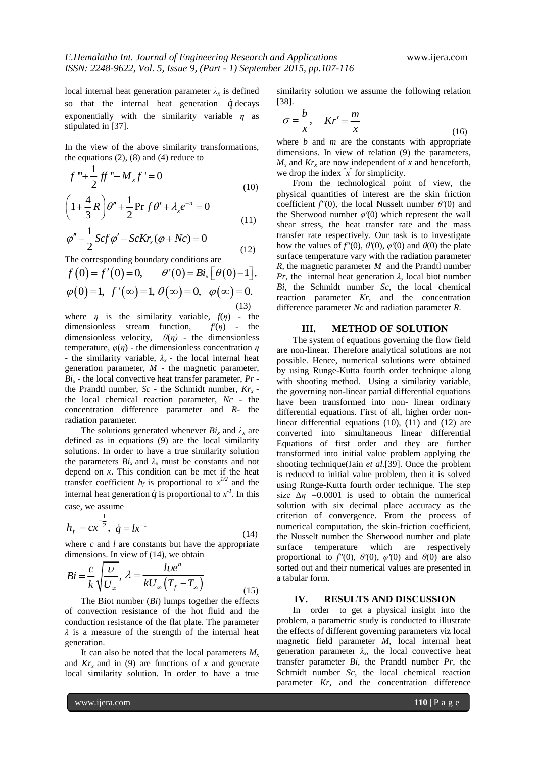local internal heat generation parameter $\lambda_x$ is defined so that the internal heat generation $\dot{q}$ decays exponentially with the similarity variable $\eta$ as stipulated in [37].

In the view of the above similarity transformations, the equations (2), (8) and (4) reduce to

$$f''' + \frac{1}{2} f f'' - M_x f' = 0 \tag{10}$$

$$\left(1 + \frac{4}{3} R\right)\theta'' + \frac{1}{2}\Pr f\theta' + \lambda_x e^{-n} = 0 \tag{11}$$

$$\varphi'' - \frac{1}{2} Scf\varphi' - ScKr_x(\varphi + Nc) = 0 \tag{12}$$

The corresponding boundary conditions are

$$f(0) = f'(0) = 0, \qquad \theta'(0) = Bi_x\left[\theta(0) - 1\right],$$
$$\varphi(0) = 1, \; f'(\infty) = 1, \theta(\infty) = 0, \; \varphi(\infty) = 0. \tag{13}$$

where $\eta$ is the similarity variable, $f(\eta)$ - the dimensionless stream function, $f'(\eta)$ - the dimensionless velocity, $\theta(\eta)$ - the dimensionless temperature, $\varphi(\eta)$ - the dimensionless concentration $\eta$ - the similarity variable, $\lambda_x$ - the local internal heat generation parameter, $M$ - the magnetic parameter, $Bi_x$ - the local convective heat transfer parameter, $Pr$ - the Prandtl number, $Sc$ - the Schmidt number, $Kr_x$ - the local chemical reaction parameter, $Nc$ - the concentration difference parameter and $R$- the radiation parameter.

The solutions generated whenever $Bi_x$ and $\lambda_x$ are defined as in equations (9) are the local similarity solutions. In order to have a true similarity solution the parameters $Bi_x$ and $\lambda_x$ must be constants and not depend on $x$. This condition can be met if the heat transfer coefficient $h_f$ is proportional to $x^{1/2}$ and the internal heat generation $\dot{q}$ is proportional to $x^{-1}$. In this case, we assume

$$h_f = cx^{-\frac{1}{2}}, \; \dot{q} = lx^{-1} \tag{14}$$

where $c$ and $l$ are constants but have the appropriate dimensions. In view of (14), we obtain

$$Bi = \frac{c}{k}\sqrt{\frac{\upsilon}{U_\infty}}, \; \lambda = \frac{l\upsilon e^n}{kU_\infty\left(T_f - T_\infty\right)} \tag{15}$$

The Biot number ($Bi$) lumps together the effects of convection resistance of the hot fluid and the conduction resistance of the flat plate. The parameter $\lambda$ is a measure of the strength of the internal heat generation.

It can also be noted that the local parameters $M_x$ and $Kr_x$ and in (9) are functions of $x$ and generate local similarity solution. In order to have a true similarity solution we assume the following relation [38].

$$\sigma = \frac{b}{x}, \quad Kr' = \frac{m}{x} \tag{16}$$

where $b$ and $m$ are the constants with appropriate dimensions. In view of relation (9) the parameters, $M_x$ and $Kr_x$ are now independent of $x$ and henceforth, we drop the index "$x$" for simplicity.

From the technological point of view, the physical quantities of interest are the skin friction coefficient $f''(0)$, the local Nusselt number $\theta'(0)$ and the Sherwood number $\varphi'(0)$ which represent the wall shear stress, the heat transfer rate and the mass transfer rate respectively. Our task is to investigate how the values of $f''(0)$, $\theta'(0)$, $\varphi'(0)$ and $\theta(0)$ the plate surface temperature vary with the radiation parameter $R$, the magnetic parameter $M$ and the Prandtl number $Pr$, the internal heat generation $\lambda$, local biot number $Bi$, the Schmidt number $Sc$, the local chemical reaction parameter $Kr$, and the concentration difference parameter $Nc$ and radiation parameter $R$.

## III. METHOD OF SOLUTION

The system of equations governing the flow field are non-linear. Therefore analytical solutions are not possible. Hence, numerical solutions were obtained by using Runge-Kutta fourth order technique along with shooting method. Using a similarity variable, the governing non-linear partial differential equations have been transformed into non- linear ordinary differential equations. First of all, higher order non-linear differential equations (10), (11) and (12) are converted into simultaneous linear differential Equations of first order and they are further transformed into initial value problem applying the shooting technique(Jain *et al*.[39]. Once the problem is reduced to initial value problem, then it is solved using Runge-Kutta fourth order technique. The step size $\Delta\eta$ =0.0001 is used to obtain the numerical solution with six decimal place accuracy as the criterion of convergence. From the process of numerical computation, the skin-friction coefficient, the Nusselt number the Sherwood number and plate surface temperature which are respectively proportional to $f''(0)$, $\theta'(0)$, $\varphi'(0)$ and $\theta(0)$ are also sorted out and their numerical values are presented in a tabular form.

## IV. RESULTS AND DISCUSSION

In order to get a physical insight into the problem, a parametric study is conducted to illustrate the effects of different governing parameters viz local magnetic field parameter $M$, local internal heat generation parameter $\lambda_x$, the local convective heat transfer parameter $Bi$, the Prandtl number $Pr$, the Schmidt number $Sc$, the local chemical reaction parameter $Kr$, and the concentration difference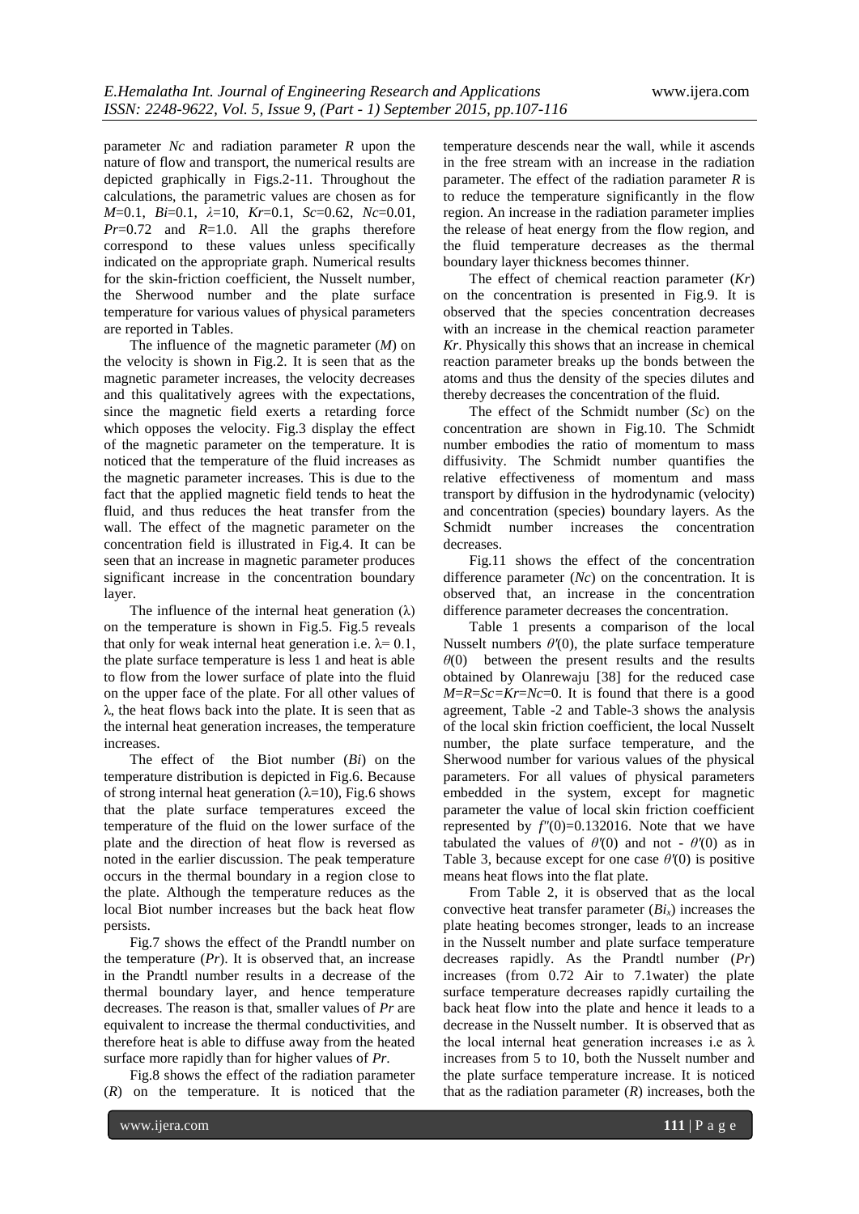parameter *Nc* and radiation parameter *R* upon the nature of flow and transport, the numerical results are depicted graphically in Figs.2-11. Throughout the calculations, the parametric values are chosen as for $M$=0.1, $Bi$=0.1, $\lambda$=10, $Kr$=0.1, $Sc$=0.62, $Nc$=0.01, $Pr$=0.72 and $R$=1.0. All the graphs therefore correspond to these values unless specifically indicated on the appropriate graph. Numerical results for the skin-friction coefficient, the Nusselt number, the Sherwood number and the plate surface temperature for various values of physical parameters are reported in Tables.

The influence of the magnetic parameter ($M$) on the velocity is shown in Fig.2. It is seen that as the magnetic parameter increases, the velocity decreases and this qualitatively agrees with the expectations, since the magnetic field exerts a retarding force which opposes the velocity. Fig.3 display the effect of the magnetic parameter on the temperature. It is noticed that the temperature of the fluid increases as the magnetic parameter increases. This is due to the fact that the applied magnetic field tends to heat the fluid, and thus reduces the heat transfer from the wall. The effect of the magnetic parameter on the concentration field is illustrated in Fig.4. It can be seen that an increase in magnetic parameter produces significant increase in the concentration boundary layer.

The influence of the internal heat generation ($\lambda$) on the temperature is shown in Fig.5. Fig.5 reveals that only for weak internal heat generation i.e. $\lambda$= 0.1, the plate surface temperature is less 1 and heat is able to flow from the lower surface of plate into the fluid on the upper face of the plate. For all other values of $\lambda$, the heat flows back into the plate. It is seen that as the internal heat generation increases, the temperature increases.

The effect of the Biot number ($Bi$) on the temperature distribution is depicted in Fig.6. Because of strong internal heat generation ($\lambda$=10), Fig.6 shows that the plate surface temperatures exceed the temperature of the fluid on the lower surface of the plate and the direction of heat flow is reversed as noted in the earlier discussion. The peak temperature occurs in the thermal boundary in a region close to the plate. Although the temperature reduces as the local Biot number increases but the back heat flow persists.

Fig.7 shows the effect of the Prandtl number on the temperature ($Pr$). It is observed that, an increase in the Prandtl number results in a decrease of the thermal boundary layer, and hence temperature decreases. The reason is that, smaller values of $Pr$ are equivalent to increase the thermal conductivities, and therefore heat is able to diffuse away from the heated surface more rapidly than for higher values of $Pr$.

Fig.8 shows the effect of the radiation parameter ($R$) on the temperature. It is noticed that the temperature descends near the wall, while it ascends in the free stream with an increase in the radiation parameter. The effect of the radiation parameter $R$ is to reduce the temperature significantly in the flow region. An increase in the radiation parameter implies the release of heat energy from the flow region, and the fluid temperature decreases as the thermal boundary layer thickness becomes thinner.

The effect of chemical reaction parameter ($Kr$) on the concentration is presented in Fig.9. It is observed that the species concentration decreases with an increase in the chemical reaction parameter $Kr$. Physically this shows that an increase in chemical reaction parameter breaks up the bonds between the atoms and thus the density of the species dilutes and thereby decreases the concentration of the fluid.

The effect of the Schmidt number ($Sc$) on the concentration are shown in Fig.10. The Schmidt number embodies the ratio of momentum to mass diffusivity. The Schmidt number quantifies the relative effectiveness of momentum and mass transport by diffusion in the hydrodynamic (velocity) and concentration (species) boundary layers. As the Schmidt number increases the concentration decreases.

Fig.11 shows the effect of the concentration difference parameter ($Nc$) on the concentration. It is observed that, an increase in the concentration difference parameter decreases the concentration.

Table 1 presents a comparison of the local Nusselt numbers $\theta'(0)$, the plate surface temperature $\theta(0)$ between the present results and the results obtained by Olanrewaju [38] for the reduced case $M$=$R$=$Sc$=$Kr$=$Nc$=0. It is found that there is a good agreement, Table -2 and Table-3 shows the analysis of the local skin friction coefficient, the local Nusselt number, the plate surface temperature, and the Sherwood number for various values of the physical parameters. For all values of physical parameters embedded in the system, except for magnetic parameter the value of local skin friction coefficient represented by $f''(0)$=0.132016. Note that we have tabulated the values of $\theta'(0)$ and not - $\theta'(0)$ as in Table 3, because except for one case $\theta'(0)$ is positive means heat flows into the flat plate.

From Table 2, it is observed that as the local convective heat transfer parameter ($Bi_x$) increases the plate heating becomes stronger, leads to an increase in the Nusselt number and plate surface temperature decreases rapidly. As the Prandtl number ($Pr$) increases (from 0.72 Air to 7.1water) the plate surface temperature decreases rapidly curtailing the back heat flow into the plate and hence it leads to a decrease in the Nusselt number. It is observed that as the local internal heat generation increases i.e as $\lambda$ increases from 5 to 10, both the Nusselt number and the plate surface temperature increase. It is noticed that as the radiation parameter ($R$) increases, both the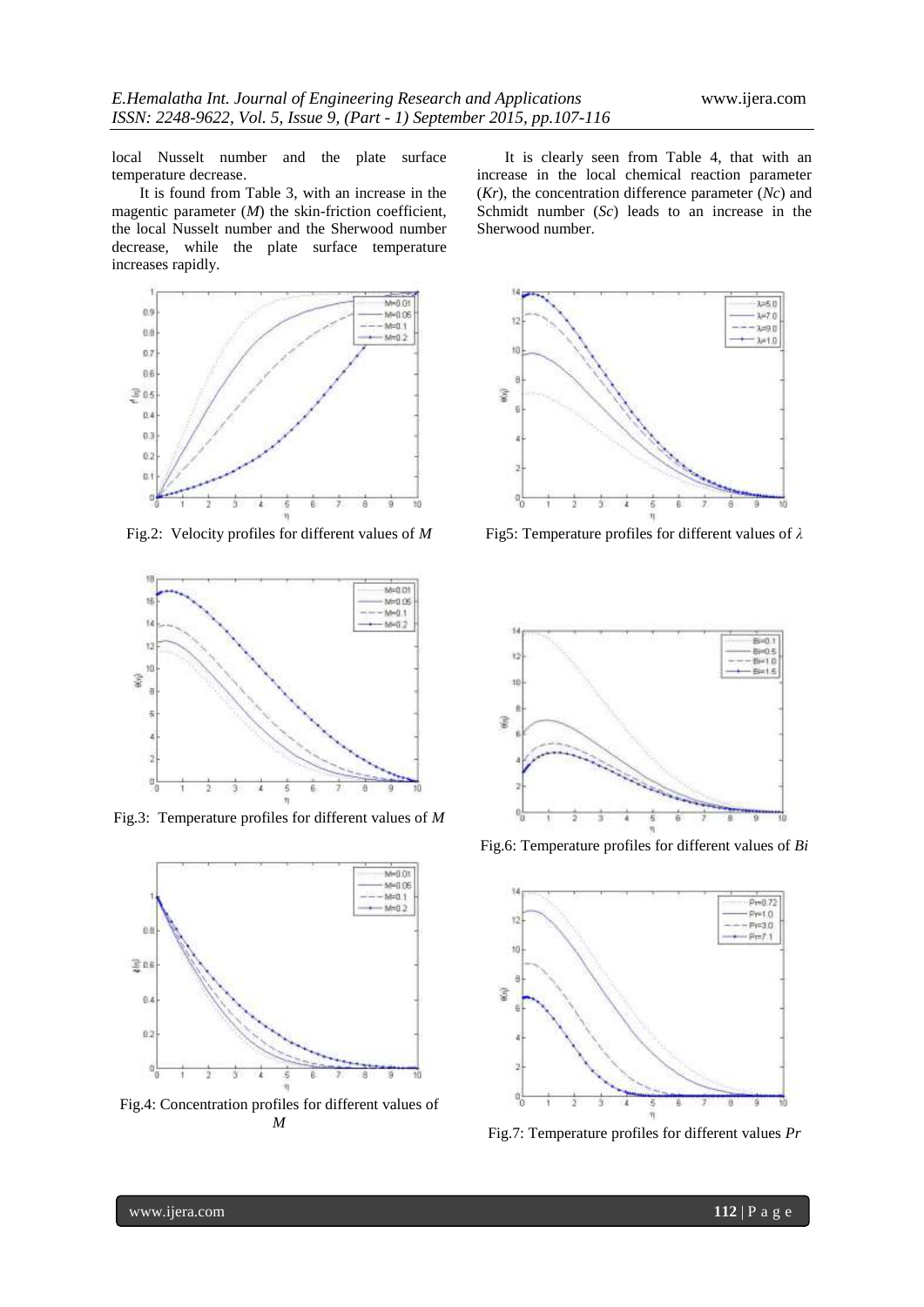local Nusselt number and the plate surface temperature decrease.

It is found from Table 3, with an increase in the magentic parameter ($M$) the skin-friction coefficient, the local Nusselt number and the Sherwood number decrease, while the plate surface temperature increases rapidly.

Fig.2: Velocity profiles for different values of $M$

Fig.3: Temperature profiles for different values of $M$

Fig.4: Concentration profiles for different values of $M$

It is clearly seen from Table 4, that with an increase in the local chemical reaction parameter ($Kr$), the concentration difference parameter ($Nc$) and Schmidt number ($Sc$) leads to an increase in the Sherwood number.

Fig5: Temperature profiles for different values of $\lambda$

Fig.6: Temperature profiles for different values of $Bi$

Fig.7: Temperature profiles for different values $Pr$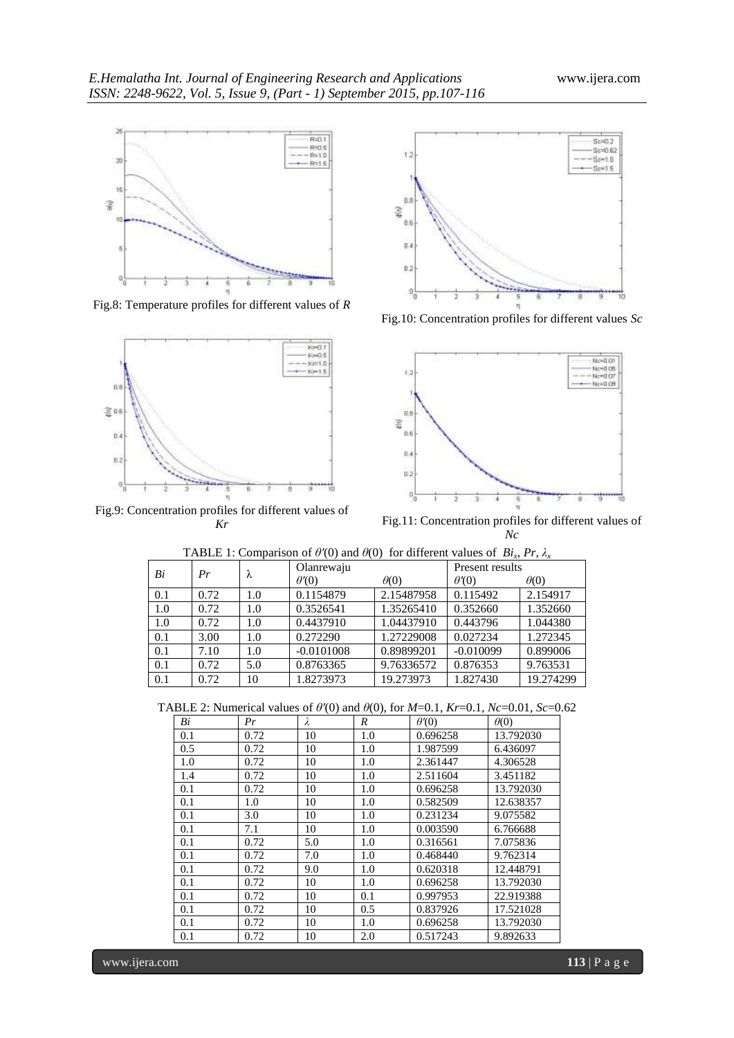Fig.8: Temperature profiles for different values of $R$

Fig.10: Concentration profiles for different values $Sc$

Fig.9: Concentration profiles for different values of $Kr$

Fig.11: Concentration profiles for different values of $Nc$

TABLE 1: Comparison of $\theta'(0)$ and $\theta(0)$ for different values of $Bi_x$, $Pr$, $\lambda_x$

| $Bi$ | $Pr$ | λ | Olanrewaju | | Present results | |
|---|---|---|---|---|---|---|
| | | | $\theta'(0)$ | $\theta(0)$ | $\theta'(0)$ | $\theta(0)$ |
| 0.1 | 0.72 | 1.0 | 0.1154879 | 2.15487958 | 0.115492 | 2.154917 |
| 1.0 | 0.72 | 1.0 | 0.3526541 | 1.35265410 | 0.352660 | 1.352660 |
| 1.0 | 0.72 | 1.0 | 0.4437910 | 1.04437910 | 0.443796 | 1.044380 |
| 0.1 | 3.00 | 1.0 | 0.272290 | 1.27229008 | 0.027234 | 1.272345 |
| 0.1 | 7.10 | 1.0 | -0.0101008 | 0.89899201 | -0.010099 | 0.899006 |
| 0.1 | 0.72 | 5.0 | 0.8763365 | 9.76336572 | 0.876353 | 9.763531 |
| 0.1 | 0.72 | 10 | 1.8273973 | 19.273973 | 1.827430 | 19.274299 |

TABLE 2: Numerical values of $\theta'(0)$ and $\theta(0)$, for $M$=0.1, $Kr$=0.1, $Nc$=0.01, $Sc$=0.62

| $Bi$ | $Pr$ | $\lambda$ | $R$ | $\theta'(0)$ | $\theta(0)$ |
|---|---|---|---|---|---|
| 0.1 | 0.72 | 10 | 1.0 | 0.696258 | 13.792030 |
| 0.5 | 0.72 | 10 | 1.0 | 1.987599 | 6.436097 |
| 1.0 | 0.72 | 10 | 1.0 | 2.361447 | 4.306528 |
| 1.4 | 0.72 | 10 | 1.0 | 2.511604 | 3.451182 |
| 0.1 | 0.72 | 10 | 1.0 | 0.696258 | 13.792030 |
| 0.1 | 1.0 | 10 | 1.0 | 0.582509 | 12.638357 |
| 0.1 | 3.0 | 10 | 1.0 | 0.231234 | 9.075582 |
| 0.1 | 7.1 | 10 | 1.0 | 0.003590 | 6.766688 |
| 0.1 | 0.72 | 5.0 | 1.0 | 0.316561 | 7.075836 |
| 0.1 | 0.72 | 7.0 | 1.0 | 0.468440 | 9.762314 |
| 0.1 | 0.72 | 9.0 | 1.0 | 0.620318 | 12.448791 |
| 0.1 | 0.72 | 10 | 1.0 | 0.696258 | 13.792030 |
| 0.1 | 0.72 | 10 | 0.1 | 0.997953 | 22.919388 |
| 0.1 | 0.72 | 10 | 0.5 | 0.837926 | 17.521028 |
| 0.1 | 0.72 | 10 | 1.0 | 0.696258 | 13.792030 |
| 0.1 | 0.72 | 10 | 2.0 | 0.517243 | 9.892633 |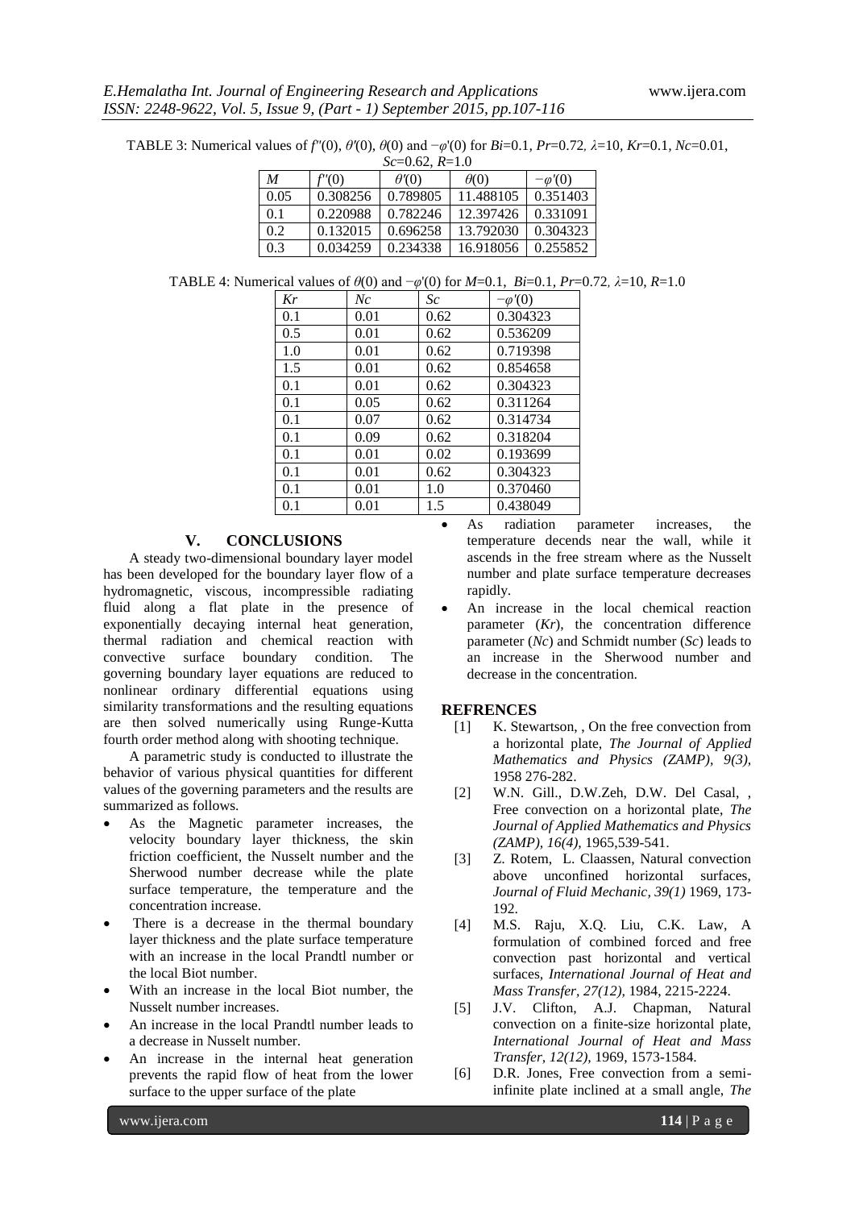TABLE 3: Numerical values of $f''(0)$, $\theta'(0)$, $\theta(0)$ and $-\varphi'(0)$ for $Bi$=0.1, $Pr$=0.72, $\lambda$=10, $Kr$=0.1, $Nc$=0.01, $Sc$=0.62, $R$=1.0

| $M$ | $f''(0)$ | $\theta'(0)$ | $\theta(0)$ | $-\varphi'(0)$ |
|---|---|---|---|---|
| 0.05 | 0.308256 | 0.789805 | 11.488105 | 0.351403 |
| 0.1 | 0.220988 | 0.782246 | 12.397426 | 0.331091 |
| 0.2 | 0.132015 | 0.696258 | 13.792030 | 0.304323 |
| 0.3 | 0.034259 | 0.234338 | 16.918056 | 0.255852 |

TABLE 4: Numerical values of $\theta(0)$ and $-\varphi'(0)$ for $M$=0.1, $Bi$=0.1, $Pr$=0.72, $\lambda$=10, $R$=1.0

| $Kr$ | $Nc$ | $Sc$ | $-\varphi'(0)$ |
|---|---|---|---|
| 0.1 | 0.01 | 0.62 | 0.304323 |
| 0.5 | 0.01 | 0.62 | 0.536209 |
| 1.0 | 0.01 | 0.62 | 0.719398 |
| 1.5 | 0.01 | 0.62 | 0.854658 |
| 0.1 | 0.01 | 0.62 | 0.304323 |
| 0.1 | 0.05 | 0.62 | 0.311264 |
| 0.1 | 0.07 | 0.62 | 0.314734 |
| 0.1 | 0.09 | 0.62 | 0.318204 |
| 0.1 | 0.01 | 0.02 | 0.193699 |
| 0.1 | 0.01 | 0.62 | 0.304323 |
| 0.1 | 0.01 | 1.0 | 0.370460 |
| 0.1 | 0.01 | 1.5 | 0.438049 |

## V. CONCLUSIONS

A steady two-dimensional boundary layer model has been developed for the boundary layer flow of a hydromagnetic, viscous, incompressible radiating fluid along a flat plate in the presence of exponentially decaying internal heat generation, thermal radiation and chemical reaction with convective surface boundary condition. The governing boundary layer equations are reduced to nonlinear ordinary differential equations using similarity transformations and the resulting equations are then solved numerically using Runge-Kutta fourth order method along with shooting technique.

A parametric study is conducted to illustrate the behavior of various physical quantities for different values of the governing parameters and the results are summarized as follows.

- As the Magnetic parameter increases, the velocity boundary layer thickness, the skin friction coefficient, the Nusselt number and the Sherwood number decrease while the plate surface temperature, the temperature and the concentration increase.
- There is a decrease in the thermal boundary layer thickness and the plate surface temperature with an increase in the local Prandtl number or the local Biot number.
- With an increase in the local Biot number, the Nusselt number increases.
- An increase in the local Prandtl number leads to a decrease in Nusselt number.
- An increase in the internal heat generation prevents the rapid flow of heat from the lower surface to the upper surface of the plate
- As radiation parameter increases, the temperature decends near the wall, while it ascends in the free stream where as the Nusselt number and plate surface temperature decreases rapidly.
- An increase in the local chemical reaction parameter ($Kr$), the concentration difference parameter ($Nc$) and Schmidt number ($Sc$) leads to an increase in the Sherwood number and decrease in the concentration.

## REFRENCES

[1] K. Stewartson, , On the free convection from a horizontal plate, *The Journal of Applied Mathematics and Physics (ZAMP), 9(3),* 1958 276-282.

[2] W.N. Gill., D.W.Zeh, D.W. Del Casal, , Free convection on a horizontal plate, *The Journal of Applied Mathematics and Physics (ZAMP), 16(4),* 1965,539-541.

[3] Z. Rotem, L. Claassen, Natural convection above unconfined horizontal surfaces, *Journal of Fluid Mechanic, 39(1)* 1969, 173-192.

[4] M.S. Raju, X.Q. Liu, C.K. Law, A formulation of combined forced and free convection past horizontal and vertical surfaces, *International Journal of Heat and Mass Transfer, 27(12),* 1984, 2215-2224.

[5] J.V. Clifton, A.J. Chapman, Natural convection on a finite-size horizontal plate, *International Journal of Heat and Mass Transfer, 12(12),* 1969, 1573-1584.

[6] D.R. Jones, Free convection from a semi-infinite plate inclined at a small angle, *The*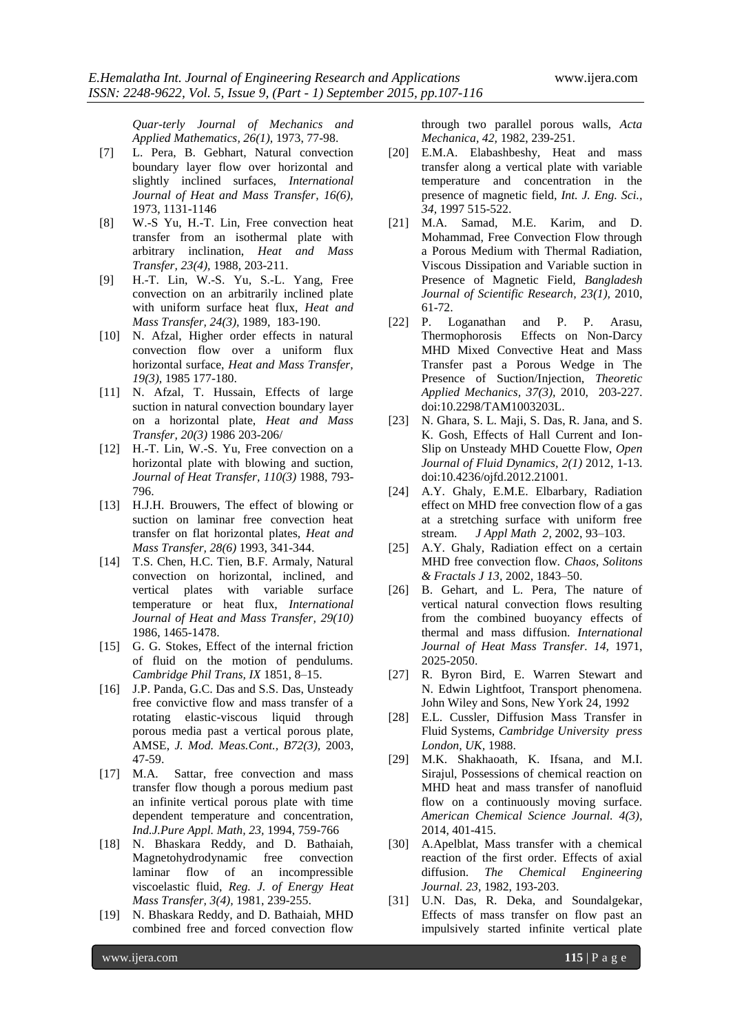*Quar-terly Journal of Mechanics and Applied Mathematics, 26(1),* 1973, 77-98.

[7] L. Pera, B. Gebhart, Natural convection boundary layer flow over horizontal and slightly inclined surfaces, *International Journal of Heat and Mass Transfer, 16(6),* 1973, 1131-1146

[8] W.-S Yu, H.-T. Lin, Free convection heat transfer from an isothermal plate with arbitrary inclination, *Heat and Mass Transfer, 23(4),* 1988, 203-211.

[9] H.-T. Lin, W.-S. Yu, S.-L. Yang, Free convection on an arbitrarily inclined plate with uniform surface heat flux, *Heat and Mass Transfer, 24(3),* 1989, 183-190.

[10] N. Afzal, Higher order effects in natural convection flow over a uniform flux horizontal surface, *Heat and Mass Transfer, 19(3),* 1985 177-180.

[11] N. Afzal, T. Hussain, Effects of large suction in natural convection boundary layer on a horizontal plate, *Heat and Mass Transfer, 20(3)* 1986 203-206/

[12] H.-T. Lin, W.-S. Yu, Free convection on a horizontal plate with blowing and suction, *Journal of Heat Transfer, 110(3)* 1988, 793-796.

[13] H.J.H. Brouwers, The effect of blowing or suction on laminar free convection heat transfer on flat horizontal plates, *Heat and Mass Transfer, 28(6)* 1993, 341-344.

[14] T.S. Chen, H.C. Tien, B.F. Armaly, Natural convection on horizontal, inclined, and vertical plates with variable surface temperature or heat flux, *International Journal of Heat and Mass Transfer, 29(10)* 1986, 1465-1478.

[15] G. G. Stokes, Effect of the internal friction of fluid on the motion of pendulums. *Cambridge Phil Trans, IX* 1851, 8–15.

[16] J.P. Panda, G.C. Das and S.S. Das, Unsteady free convictive flow and mass transfer of a rotating elastic-viscous liquid through porous media past a vertical porous plate, AMSE, *J. Mod. Meas.Cont., B72(3),* 2003, 47-59.

[17] M.A. Sattar, free convection and mass transfer flow though a porous medium past an infinite vertical porous plate with time dependent temperature and concentration, *Ind.J.Pure Appl. Math, 23,* 1994, 759-766

[18] N. Bhaskara Reddy, and D. Bathaiah, Magnetohydrodynamic free convection laminar flow of an incompressible viscoelastic fluid, *Reg. J. of Energy Heat Mass Transfer, 3(4),* 1981, 239-255.

[19] N. Bhaskara Reddy, and D. Bathaiah, MHD combined free and forced convection flow through two parallel porous walls, *Acta Mechanica, 42,* 1982, 239-251.

[20] E.M.A. Elabashbeshy, Heat and mass transfer along a vertical plate with variable temperature and concentration in the presence of magnetic field, *Int. J. Eng. Sci., 34,* 1997 515-522.

[21] M.A. Samad, M.E. Karim, and D. Mohammad, Free Convection Flow through a Porous Medium with Thermal Radiation, Viscous Dissipation and Variable suction in Presence of Magnetic Field, *Bangladesh Journal of Scientific Research, 23(1),* 2010, 61-72.

[22] P. Loganathan and P. P. Arasu, Thermophorosis Effects on Non-Darcy MHD Mixed Convective Heat and Mass Transfer past a Porous Wedge in The Presence of Suction/Injection, *Theoretic Applied Mechanics, 37(3),* 2010, 203-227. doi:10.2298/TAM1003203L.

[23] N. Ghara, S. L. Maji, S. Das, R. Jana, and S. K. Gosh, Effects of Hall Current and Ion-Slip on Unsteady MHD Couette Flow, *Open Journal of Fluid Dynamics, 2(1)* 2012, 1-13. doi:10.4236/ojfd.2012.21001.

[24] A.Y. Ghaly, E.M.E. Elbarbary, Radiation effect on MHD free convection flow of a gas at a stretching surface with uniform free stream. *J Appl Math 2,* 2002, 93–103.

[25] A.Y. Ghaly, Radiation effect on a certain MHD free convection flow. *Chaos, Solitons & Fractals J 13,* 2002, 1843–50.

[26] B. Gehart, and L. Pera, The nature of vertical natural convection flows resulting from the combined buoyancy effects of thermal and mass diffusion. *International Journal of Heat Mass Transfer. 14,* 1971, 2025-2050.

[27] R. Byron Bird, E. Warren Stewart and N. Edwin Lightfoot, Transport phenomena. John Wiley and Sons, New York 24, 1992

[28] E.L. Cussler, Diffusion Mass Transfer in Fluid Systems, *Cambridge University press London, UK,* 1988.

[29] M.K. Shakhaoath, K. Ifsana, and M.I. Sirajul, Possessions of chemical reaction on MHD heat and mass transfer of nanofluid flow on a continuously moving surface. *American Chemical Science Journal. 4(3),* 2014, 401-415.

[30] A.Apelblat, Mass transfer with a chemical reaction of the first order. Effects of axial diffusion. *The Chemical Engineering Journal. 23,* 1982, 193-203.

[31] U.N. Das, R. Deka, and Soundalgekar, Effects of mass transfer on flow past an impulsively started infinite vertical plate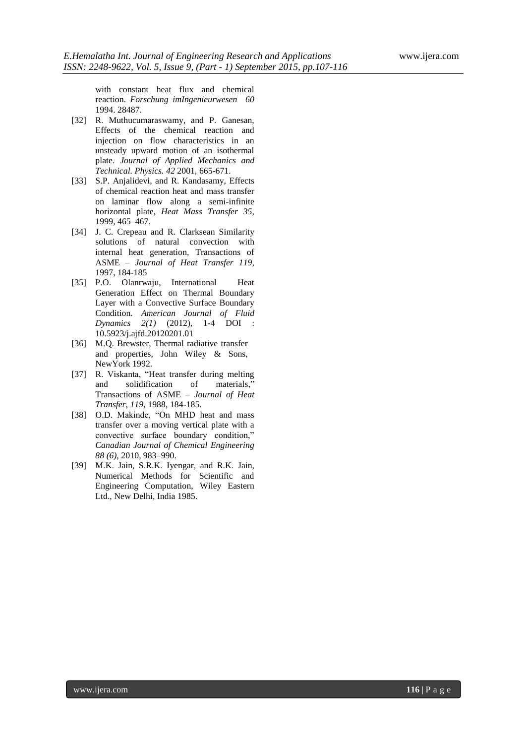with constant heat flux and chemical reaction. *Forschung imIngenieurwesen 60* 1994. 28487.

[32] R. Muthucumaraswamy, and P. Ganesan, Effects of the chemical reaction and injection on flow characteristics in an unsteady upward motion of an isothermal plate. *Journal of Applied Mechanics and Technical. Physics. 42* 2001, 665-671.

[33] S.P. Anjalidevi, and R. Kandasamy, Effects of chemical reaction heat and mass transfer on laminar flow along a semi-infinite horizontal plate, *Heat Mass Transfer 35,* 1999, 465–467.

[34] J. C. Crepeau and R. Clarksean Similarity solutions of natural convection with internal heat generation, Transactions of ASME – *Journal of Heat Transfer 119,* 1997, 184-185

[35] P.O. Olanrwaju, International Heat Generation Effect on Thermal Boundary Layer with a Convective Surface Boundary Condition. *American Journal of Fluid Dynamics 2(1)* (2012), 1-4 DOI : 10.5923/j.ajfd.20120201.01

[36] M.Q. Brewster, Thermal radiative transfer and properties, John Wiley & Sons, NewYork 1992.

[37] R. Viskanta, "Heat transfer during melting and solidification of materials," Transactions of ASME – *Journal of Heat Transfer, 119,* 1988, 184-185.

[38] O.D. Makinde, "On MHD heat and mass transfer over a moving vertical plate with a convective surface boundary condition," *Canadian Journal of Chemical Engineering 88 (6),* 2010, 983–990.

[39] M.K. Jain, S.R.K. Iyengar, and R.K. Jain, Numerical Methods for Scientific and Engineering Computation, Wiley Eastern Ltd., New Delhi, India 1985.